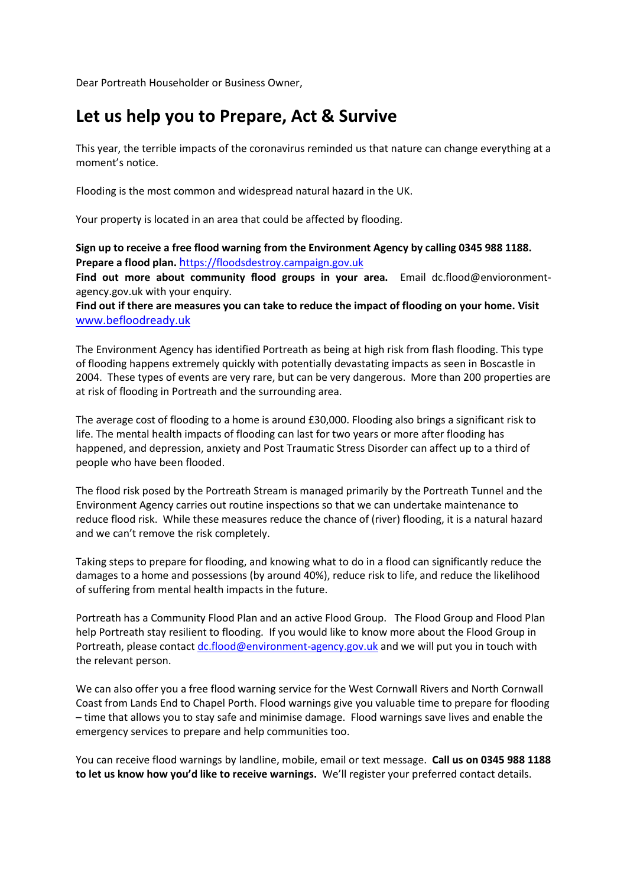Dear Portreath Householder or Business Owner,

## Let us help you to Prepare, Act & Survive

This year, the terrible impacts of the coronavirus reminded us that nature can change everything at a moment's notice.

Flooding is the most common and widespread natural hazard in the UK.

Your property is located in an area that could be affected by flooding.

**Sign up to receive a free flood warning from the Environment Agency by calling 0345 988 1188.**
**Prepare a flood plan.** https://floodsdestroy.campaign.gov.uk
**Find out more about community flood groups in your area.** Email dc.flood@envioronment-agency.gov.uk with your enquiry.
**Find out if there are measures you can take to reduce the impact of flooding on your home. Visit** www.befloodready.uk

The Environment Agency has identified Portreath as being at high risk from flash flooding. This type of flooding happens extremely quickly with potentially devastating impacts as seen in Boscastle in 2004. These types of events are very rare, but can be very dangerous. More than 200 properties are at risk of flooding in Portreath and the surrounding area.

The average cost of flooding to a home is around £30,000. Flooding also brings a significant risk to life. The mental health impacts of flooding can last for two years or more after flooding has happened, and depression, anxiety and Post Traumatic Stress Disorder can affect up to a third of people who have been flooded.

The flood risk posed by the Portreath Stream is managed primarily by the Portreath Tunnel and the Environment Agency carries out routine inspections so that we can undertake maintenance to reduce flood risk. While these measures reduce the chance of (river) flooding, it is a natural hazard and we can't remove the risk completely.

Taking steps to prepare for flooding, and knowing what to do in a flood can significantly reduce the damages to a home and possessions (by around 40%), reduce risk to life, and reduce the likelihood of suffering from mental health impacts in the future.

Portreath has a Community Flood Plan and an active Flood Group. The Flood Group and Flood Plan help Portreath stay resilient to flooding. If you would like to know more about the Flood Group in Portreath, please contact dc.flood@environment-agency.gov.uk and we will put you in touch with the relevant person.

We can also offer you a free flood warning service for the West Cornwall Rivers and North Cornwall Coast from Lands End to Chapel Porth. Flood warnings give you valuable time to prepare for flooding – time that allows you to stay safe and minimise damage. Flood warnings save lives and enable the emergency services to prepare and help communities too.

You can receive flood warnings by landline, mobile, email or text message. **Call us on 0345 988 1188 to let us know how you'd like to receive warnings.** We'll register your preferred contact details.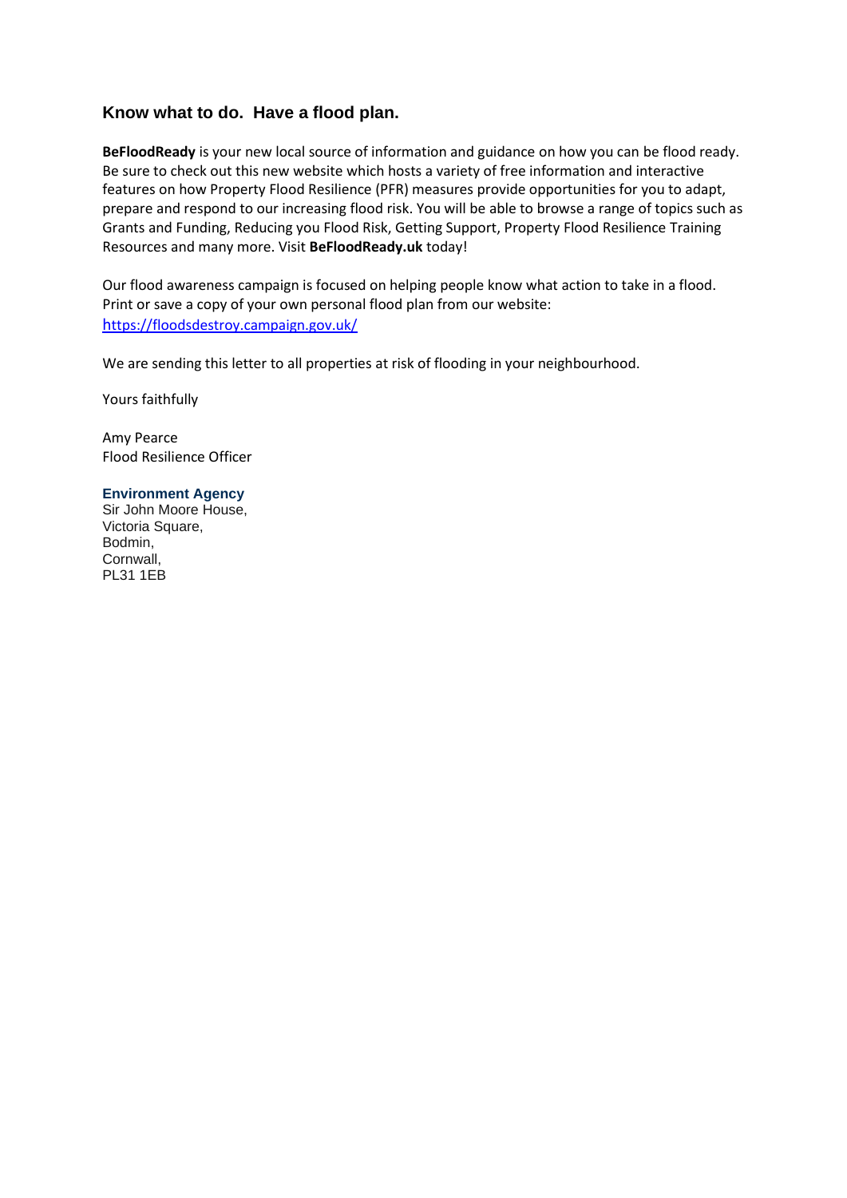## Know what to do. Have a flood plan.

**BeFloodReady** is your new local source of information and guidance on how you can be flood ready. Be sure to check out this new website which hosts a variety of free information and interactive features on how Property Flood Resilience (PFR) measures provide opportunities for you to adapt, prepare and respond to our increasing flood risk. You will be able to browse a range of topics such as Grants and Funding, Reducing you Flood Risk, Getting Support, Property Flood Resilience Training Resources and many more. Visit **BeFloodReady.uk** today!

Our flood awareness campaign is focused on helping people know what action to take in a flood. Print or save a copy of your own personal flood plan from our website: [https://floodsdestroy.campaign.gov.uk/](https://floodsdestroy.campaign.gov.uk/)

We are sending this letter to all properties at risk of flooding in your neighbourhood.

Yours faithfully

Amy Pearce
Flood Resilience Officer

**Environment Agency**
Sir John Moore House,
Victoria Square,
Bodmin,
Cornwall,
PL31 1EB